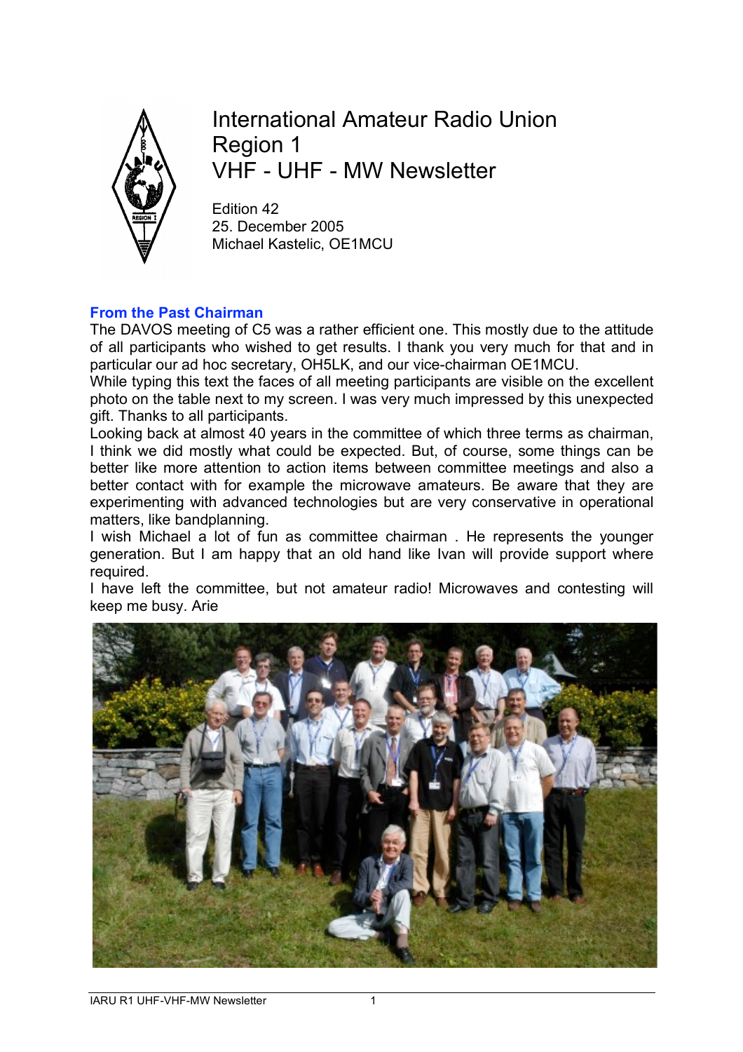# International Amateur Radio Union Region 1 VHF - UHF - MW Newsletter

Edition 42
25. December 2005
Michael Kastelic, OE1MCU

## From the Past Chairman

The DAVOS meeting of C5 was a rather efficient one. This mostly due to the attitude of all participants who wished to get results. I thank you very much for that and in particular our ad hoc secretary, OH5LK, and our vice-chairman OE1MCU.

While typing this text the faces of all meeting participants are visible on the excellent photo on the table next to my screen. I was very much impressed by this unexpected gift. Thanks to all participants.

Looking back at almost 40 years in the committee of which three terms as chairman, I think we did mostly what could be expected. But, of course, some things can be better like more attention to action items between committee meetings and also a better contact with for example the microwave amateurs. Be aware that they are experimenting with advanced technologies but are very conservative in operational matters, like bandplanning.

I wish Michael a lot of fun as committee chairman . He represents the younger generation. But I am happy that an old hand like Ivan will provide support where required.

I have left the committee, but not amateur radio! Microwaves and contesting will keep me busy. Arie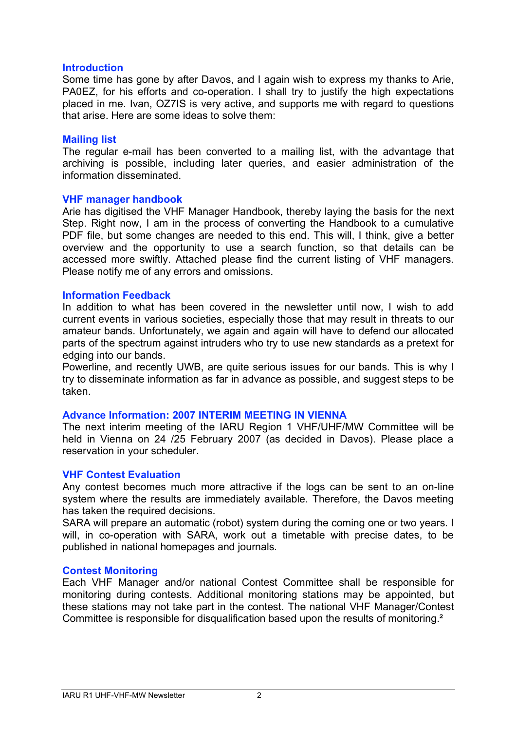## Introduction

Some time has gone by after Davos, and I again wish to express my thanks to Arie, PA0EZ, for his efforts and co-operation. I shall try to justify the high expectations placed in me. Ivan, OZ7IS is very active, and supports me with regard to questions that arise. Here are some ideas to solve them:

## Mailing list

The regular e-mail has been converted to a mailing list, with the advantage that archiving is possible, including later queries, and easier administration of the information disseminated.

## VHF manager handbook

Arie has digitised the VHF Manager Handbook, thereby laying the basis for the next Step. Right now, I am in the process of converting the Handbook to a cumulative PDF file, but some changes are needed to this end. This will, I think, give a better overview and the opportunity to use a search function, so that details can be accessed more swiftly. Attached please find the current listing of VHF managers. Please notify me of any errors and omissions.

## Information Feedback

In addition to what has been covered in the newsletter until now, I wish to add current events in various societies, especially those that may result in threats to our amateur bands. Unfortunately, we again and again will have to defend our allocated parts of the spectrum against intruders who try to use new standards as a pretext for edging into our bands.

Powerline, and recently UWB, are quite serious issues for our bands. This is why I try to disseminate information as far in advance as possible, and suggest steps to be taken.

## Advance Information: 2007 INTERIM MEETING IN VIENNA

The next interim meeting of the IARU Region 1 VHF/UHF/MW Committee will be held in Vienna on 24 /25 February 2007 (as decided in Davos). Please place a reservation in your scheduler.

## VHF Contest Evaluation

Any contest becomes much more attractive if the logs can be sent to an on-line system where the results are immediately available. Therefore, the Davos meeting has taken the required decisions.

SARA will prepare an automatic (robot) system during the coming one or two years. I will, in co-operation with SARA, work out a timetable with precise dates, to be published in national homepages and journals.

## Contest Monitoring

Each VHF Manager and/or national Contest Committee shall be responsible for monitoring during contests. Additional monitoring stations may be appointed, but these stations may not take part in the contest. The national VHF Manager/Contest Committee is responsible for disqualification based upon the results of monitoring.[2]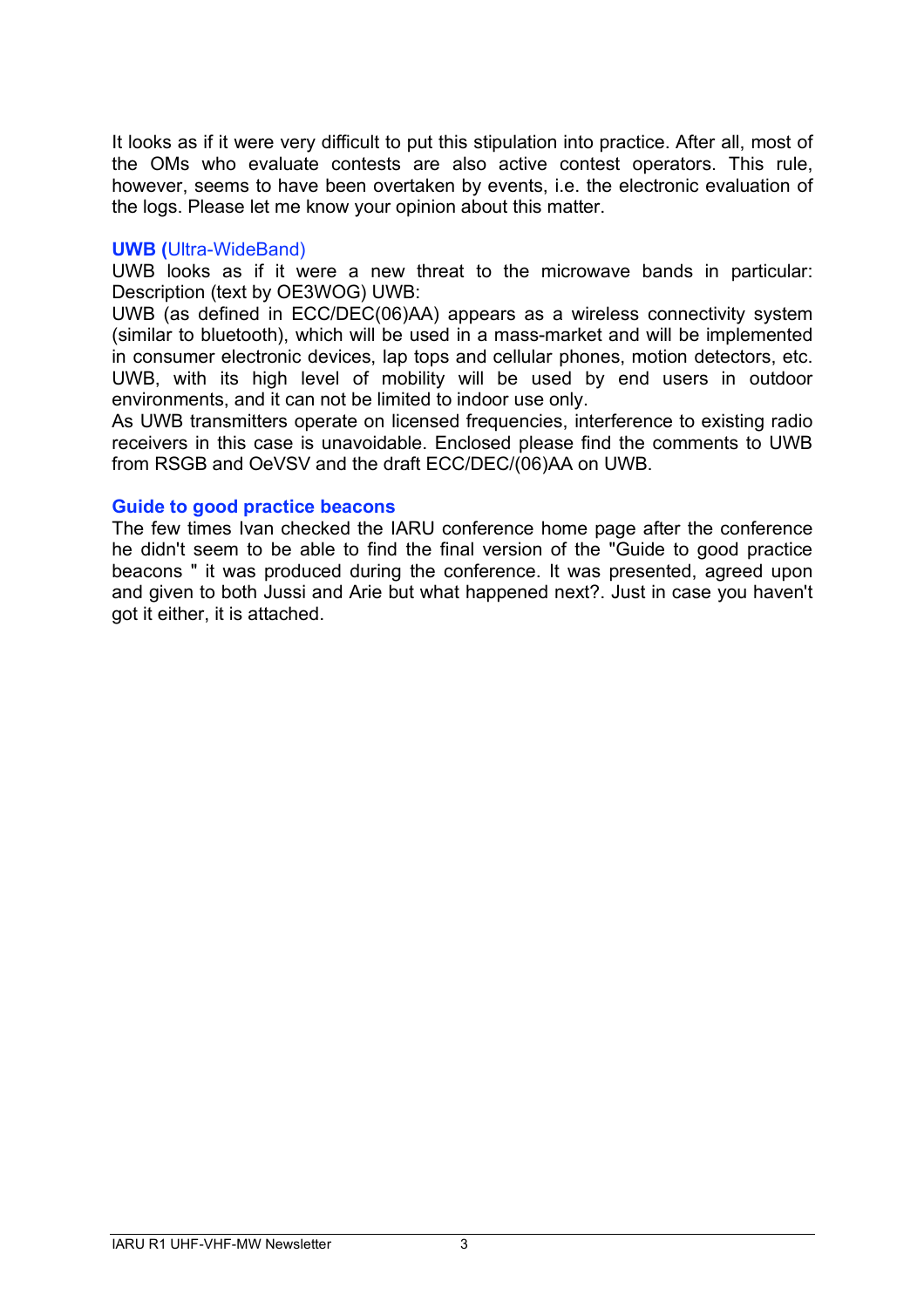It looks as if it were very difficult to put this stipulation into practice. After all, most of the OMs who evaluate contests are also active contest operators. This rule, however, seems to have been overtaken by events, i.e. the electronic evaluation of the logs. Please let me know your opinion about this matter.

### UWB (Ultra-WideBand)

UWB looks as if it were a new threat to the microwave bands in particular: Description (text by OE3WOG) UWB:
UWB (as defined in ECC/DEC(06)AA) appears as a wireless connectivity system (similar to bluetooth), which will be used in a mass-market and will be implemented in consumer electronic devices, lap tops and cellular phones, motion detectors, etc. UWB, with its high level of mobility will be used by end users in outdoor environments, and it can not be limited to indoor use only.
As UWB transmitters operate on licensed frequencies, interference to existing radio receivers in this case is unavoidable. Enclosed please find the comments to UWB from RSGB and OeVSV and the draft ECC/DEC/(06)AA on UWB.

### Guide to good practice beacons

The few times Ivan checked the IARU conference home page after the conference he didn't seem to be able to find the final version of the "Guide to good practice beacons " it was produced during the conference. It was presented, agreed upon and given to both Jussi and Arie but what happened next?. Just in case you haven't got it either, it is attached.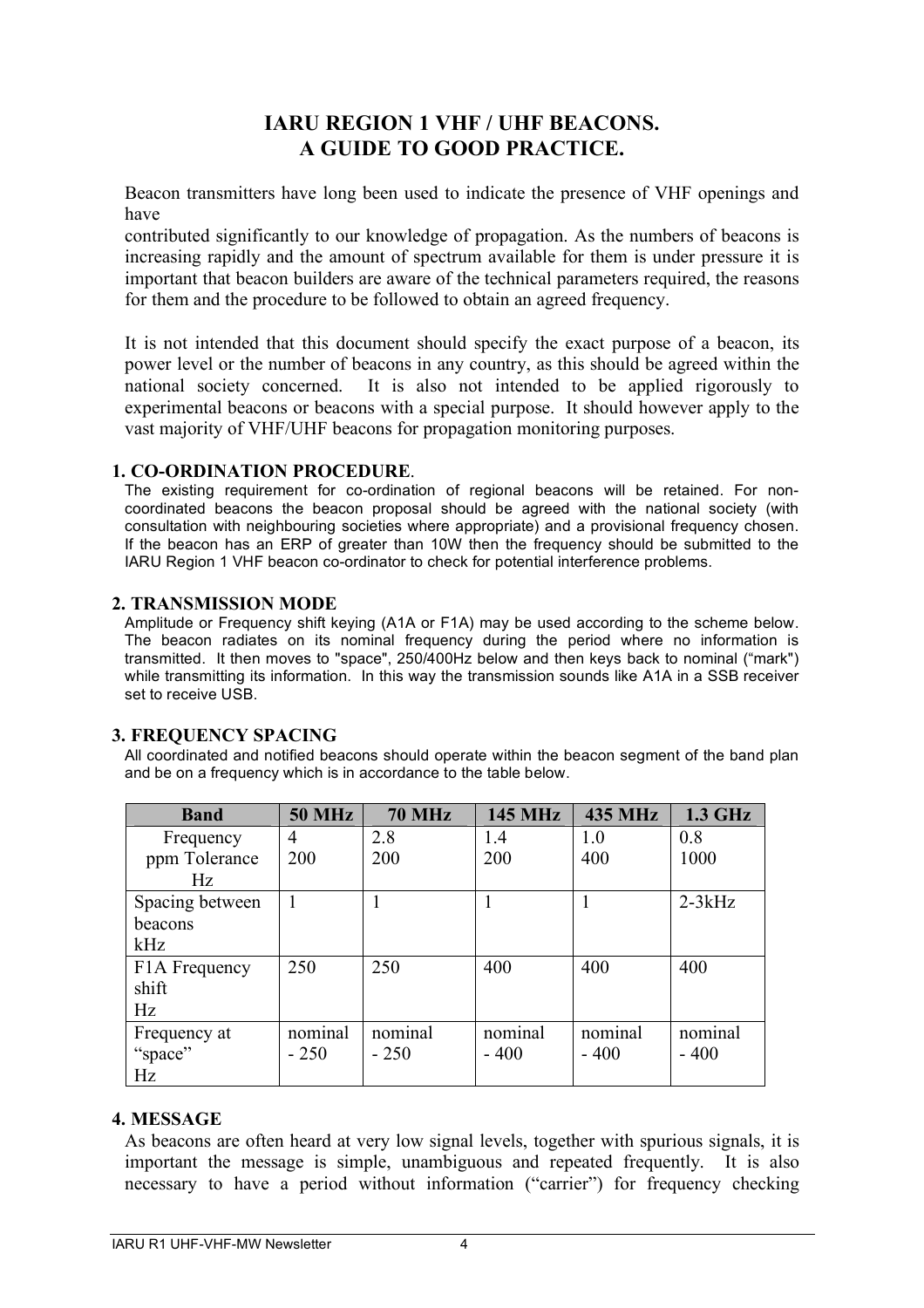# IARU REGION 1 VHF / UHF BEACONS.
# A GUIDE TO GOOD PRACTICE.

Beacon transmitters have long been used to indicate the presence of VHF openings and have
contributed significantly to our knowledge of propagation. As the numbers of beacons is increasing rapidly and the amount of spectrum available for them is under pressure it is important that beacon builders are aware of the technical parameters required, the reasons for them and the procedure to be followed to obtain an agreed frequency.

It is not intended that this document should specify the exact purpose of a beacon, its power level or the number of beacons in any country, as this should be agreed within the national society concerned. It is also not intended to be applied rigorously to experimental beacons or beacons with a special purpose. It should however apply to the vast majority of VHF/UHF beacons for propagation monitoring purposes.

## 1. CO-ORDINATION PROCEDURE.

The existing requirement for co-ordination of regional beacons will be retained. For non-coordinated beacons the beacon proposal should be agreed with the national society (with consultation with neighbouring societies where appropriate) and a provisional frequency chosen. If the beacon has an ERP of greater than 10W then the frequency should be submitted to the IARU Region 1 VHF beacon co-ordinator to check for potential interference problems.

## 2. TRANSMISSION MODE

Amplitude or Frequency shift keying (A1A or F1A) may be used according to the scheme below. The beacon radiates on its nominal frequency during the period where no information is transmitted. It then moves to "space", 250/400Hz below and then keys back to nominal ("mark") while transmitting its information. In this way the transmission sounds like A1A in a SSB receiver set to receive USB.

## 3. FREQUENCY SPACING

All coordinated and notified beacons should operate within the beacon segment of the band plan and be on a frequency which is in accordance to the table below.

| Band | 50 MHz | 70 MHz | 145 MHz | 435 MHz | 1.3 GHz |
|---|---|---|---|---|---|
| Frequency ppm Tolerance Hz | 4<br>200 | 2.8<br>200 | 1.4<br>200 | 1.0<br>400 | 0.8<br>1000 |
| Spacing between beacons kHz | 1 | 1 | 1 | 1 | 2-3kHz |
| F1A Frequency shift Hz | 250 | 250 | 400 | 400 | 400 |
| Frequency at "space" Hz | nominal - 250 | nominal - 250 | nominal - 400 | nominal - 400 | nominal - 400 |

## 4. MESSAGE

As beacons are often heard at very low signal levels, together with spurious signals, it is important the message is simple, unambiguous and repeated frequently. It is also necessary to have a period without information ("carrier") for frequency checking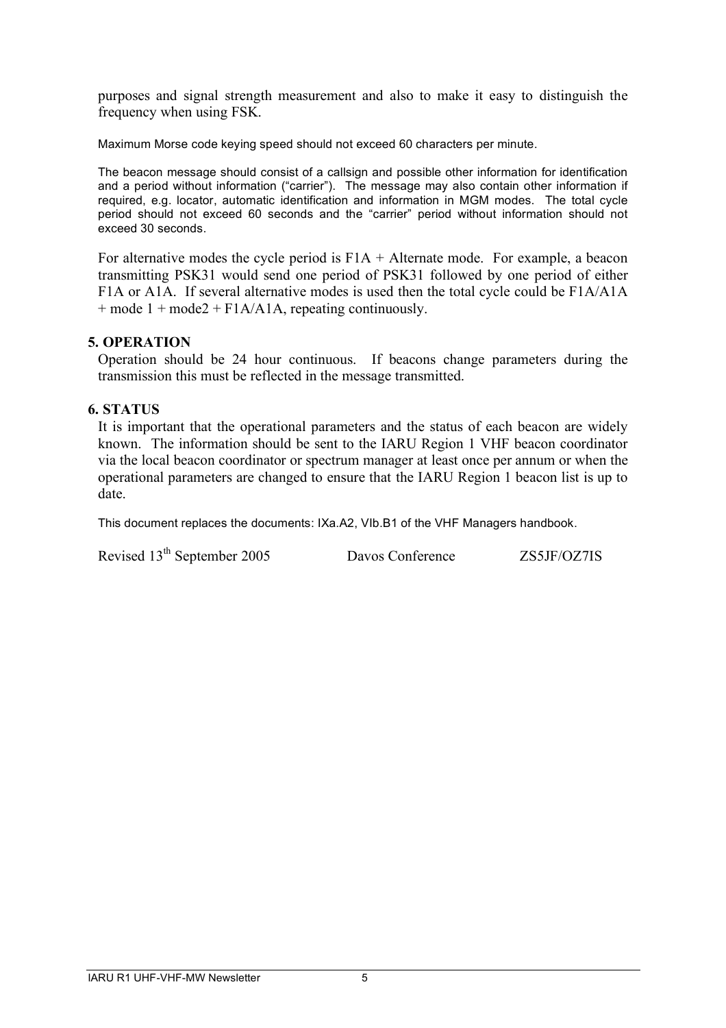purposes and signal strength measurement and also to make it easy to distinguish the frequency when using FSK.

Maximum Morse code keying speed should not exceed 60 characters per minute.

The beacon message should consist of a callsign and possible other information for identification and a period without information ("carrier"). The message may also contain other information if required, e.g. locator, automatic identification and information in MGM modes. The total cycle period should not exceed 60 seconds and the "carrier" period without information should not exceed 30 seconds.

For alternative modes the cycle period is F1A + Alternate mode. For example, a beacon transmitting PSK31 would send one period of PSK31 followed by one period of either F1A or A1A. If several alternative modes is used then the total cycle could be F1A/A1A + mode 1 + mode2 + F1A/A1A, repeating continuously.

**5. OPERATION**

Operation should be 24 hour continuous. If beacons change parameters during the transmission this must be reflected in the message transmitted.

**6. STATUS**

It is important that the operational parameters and the status of each beacon are widely known. The information should be sent to the IARU Region 1 VHF beacon coordinator via the local beacon coordinator or spectrum manager at least once per annum or when the operational parameters are changed to ensure that the IARU Region 1 beacon list is up to date.

This document replaces the documents: IXa.A2, VIb.B1 of the VHF Managers handbook.

Revised 13th September 2005 Davos Conference ZS5JF/OZ7IS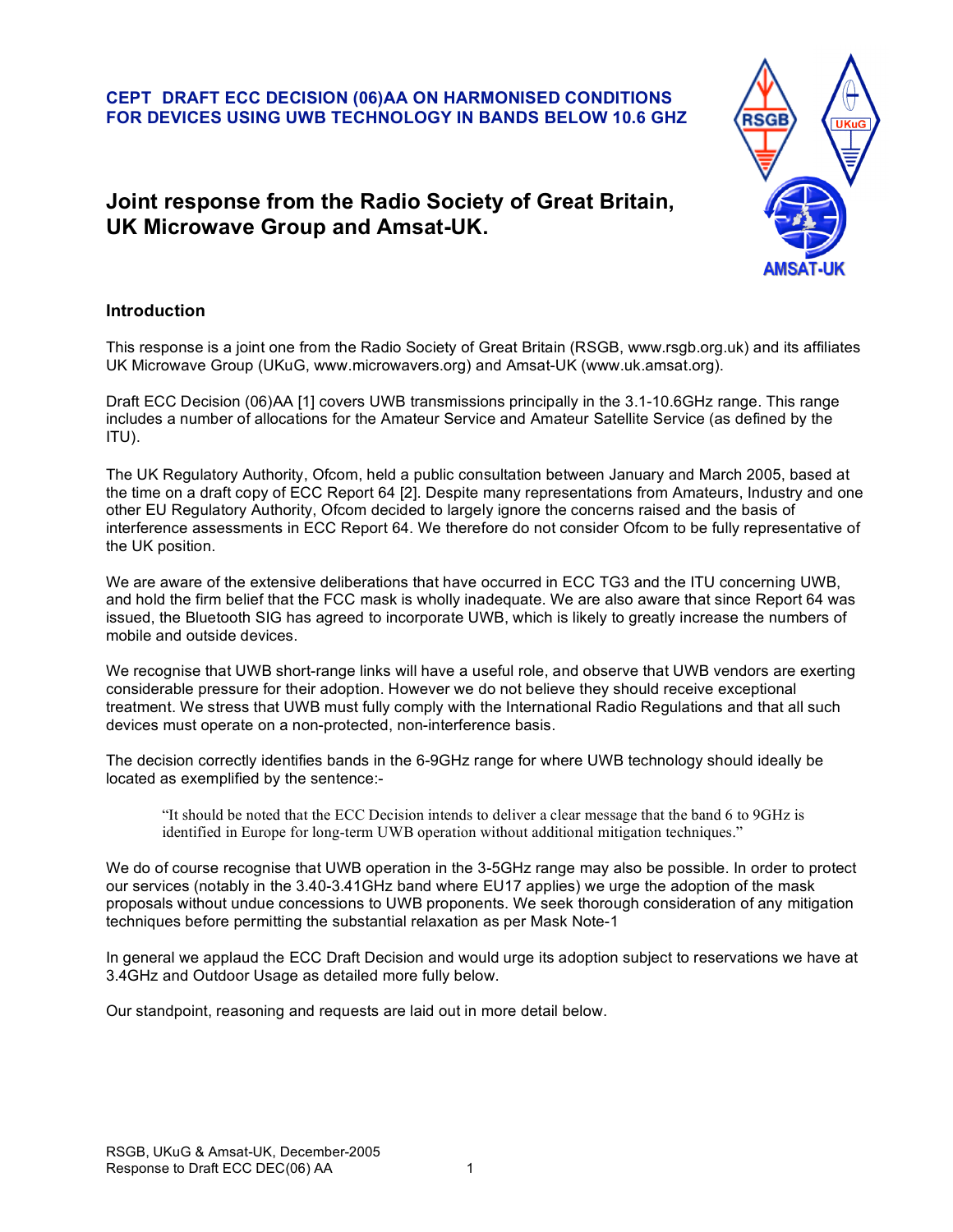**CEPT DRAFT ECC DECISION (06)AA ON HARMONISED CONDITIONS FOR DEVICES USING UWB TECHNOLOGY IN BANDS BELOW 10.6 GHZ**

# Joint response from the Radio Society of Great Britain, UK Microwave Group and Amsat-UK.

## Introduction

This response is a joint one from the Radio Society of Great Britain (RSGB, www.rsgb.org.uk) and its affiliates UK Microwave Group (UKuG, www.microwavers.org) and Amsat-UK (www.uk.amsat.org).

Draft ECC Decision (06)AA [1] covers UWB transmissions principally in the 3.1-10.6GHz range. This range includes a number of allocations for the Amateur Service and Amateur Satellite Service (as defined by the ITU).

The UK Regulatory Authority, Ofcom, held a public consultation between January and March 2005, based at the time on a draft copy of ECC Report 64 [2]. Despite many representations from Amateurs, Industry and one other EU Regulatory Authority, Ofcom decided to largely ignore the concerns raised and the basis of interference assessments in ECC Report 64. We therefore do not consider Ofcom to be fully representative of the UK position.

We are aware of the extensive deliberations that have occurred in ECC TG3 and the ITU concerning UWB, and hold the firm belief that the FCC mask is wholly inadequate. We are also aware that since Report 64 was issued, the Bluetooth SIG has agreed to incorporate UWB, which is likely to greatly increase the numbers of mobile and outside devices.

We recognise that UWB short-range links will have a useful role, and observe that UWB vendors are exerting considerable pressure for their adoption. However we do not believe they should receive exceptional treatment. We stress that UWB must fully comply with the International Radio Regulations and that all such devices must operate on a non-protected, non-interference basis.

The decision correctly identifies bands in the 6-9GHz range for where UWB technology should ideally be located as exemplified by the sentence:-

> "It should be noted that the ECC Decision intends to deliver a clear message that the band 6 to 9GHz is identified in Europe for long-term UWB operation without additional mitigation techniques."

We do of course recognise that UWB operation in the 3-5GHz range may also be possible. In order to protect our services (notably in the 3.40-3.41GHz band where EU17 applies) we urge the adoption of the mask proposals without undue concessions to UWB proponents. We seek thorough consideration of any mitigation techniques before permitting the substantial relaxation as per Mask Note-1

In general we applaud the ECC Draft Decision and would urge its adoption subject to reservations we have at 3.4GHz and Outdoor Usage as detailed more fully below.

Our standpoint, reasoning and requests are laid out in more detail below.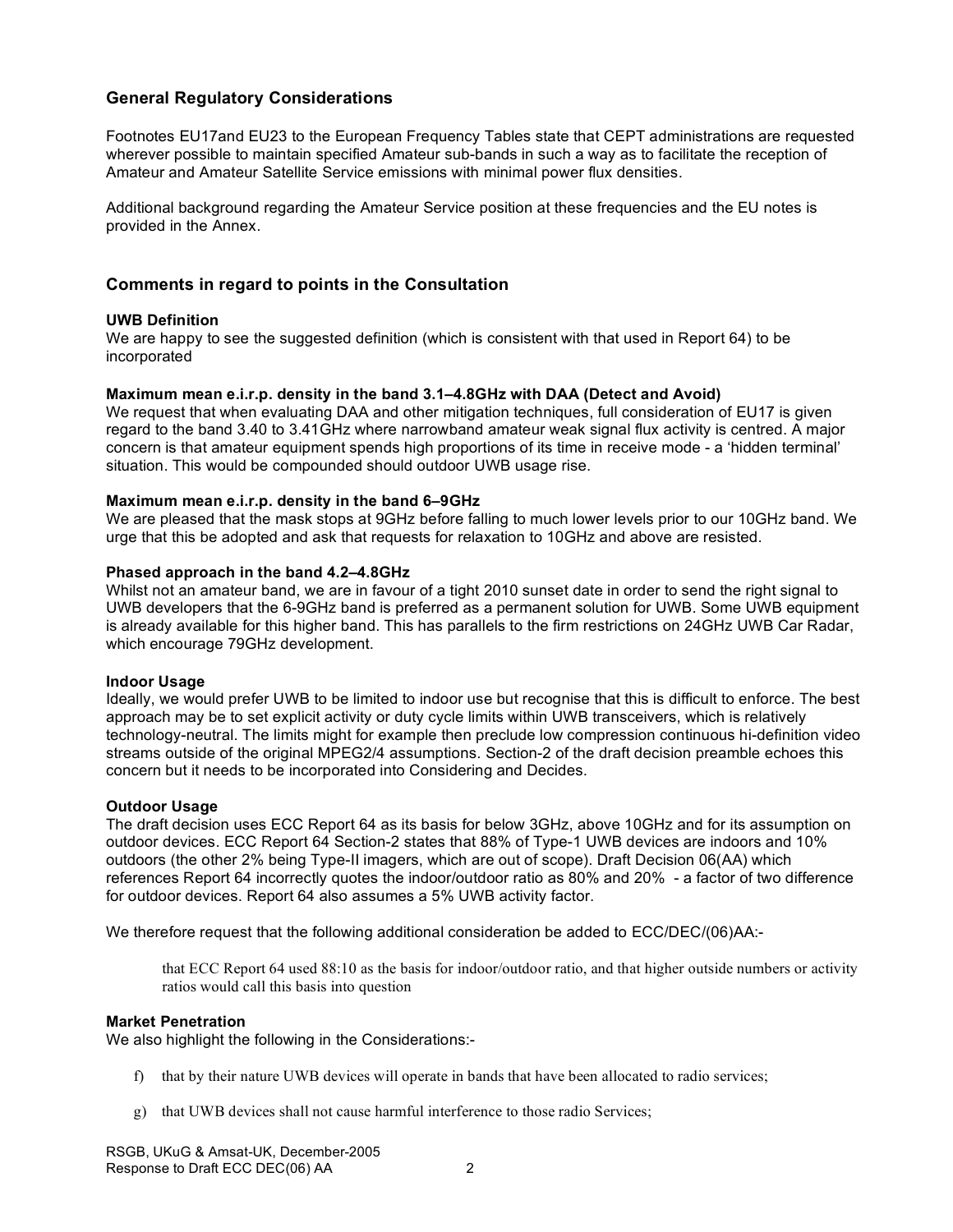## General Regulatory Considerations

Footnotes EU17and EU23 to the European Frequency Tables state that CEPT administrations are requested wherever possible to maintain specified Amateur sub-bands in such a way as to facilitate the reception of Amateur and Amateur Satellite Service emissions with minimal power flux densities.

Additional background regarding the Amateur Service position at these frequencies and the EU notes is provided in the Annex.

## Comments in regard to points in the Consultation

**UWB Definition**
We are happy to see the suggested definition (which is consistent with that used in Report 64) to be incorporated

**Maximum mean e.i.r.p. density in the band 3.1–4.8GHz with DAA (Detect and Avoid)**
We request that when evaluating DAA and other mitigation techniques, full consideration of EU17 is given regard to the band 3.40 to 3.41GHz where narrowband amateur weak signal flux activity is centred. A major concern is that amateur equipment spends high proportions of its time in receive mode - a 'hidden terminal' situation. This would be compounded should outdoor UWB usage rise.

**Maximum mean e.i.r.p. density in the band 6–9GHz**
We are pleased that the mask stops at 9GHz before falling to much lower levels prior to our 10GHz band. We urge that this be adopted and ask that requests for relaxation to 10GHz and above are resisted.

**Phased approach in the band 4.2–4.8GHz**
Whilst not an amateur band, we are in favour of a tight 2010 sunset date in order to send the right signal to UWB developers that the 6-9GHz band is preferred as a permanent solution for UWB. Some UWB equipment is already available for this higher band. This has parallels to the firm restrictions on 24GHz UWB Car Radar, which encourage 79GHz development.

**Indoor Usage**
Ideally, we would prefer UWB to be limited to indoor use but recognise that this is difficult to enforce. The best approach may be to set explicit activity or duty cycle limits within UWB transceivers, which is relatively technology-neutral. The limits might for example then preclude low compression continuous hi-definition video streams outside of the original MPEG2/4 assumptions. Section-2 of the draft decision preamble echoes this concern but it needs to be incorporated into Considering and Decides.

**Outdoor Usage**
The draft decision uses ECC Report 64 as its basis for below 3GHz, above 10GHz and for its assumption on outdoor devices. ECC Report 64 Section-2 states that 88% of Type-1 UWB devices are indoors and 10% outdoors (the other 2% being Type-II imagers, which are out of scope). Draft Decision 06(AA) which references Report 64 incorrectly quotes the indoor/outdoor ratio as 80% and 20% - a factor of two difference for outdoor devices. Report 64 also assumes a 5% UWB activity factor.

We therefore request that the following additional consideration be added to ECC/DEC/(06)AA:-

> that ECC Report 64 used 88:10 as the basis for indoor/outdoor ratio, and that higher outside numbers or activity ratios would call this basis into question

**Market Penetration**
We also highlight the following in the Considerations:-

f) that by their nature UWB devices will operate in bands that have been allocated to radio services;

g) that UWB devices shall not cause harmful interference to those radio Services;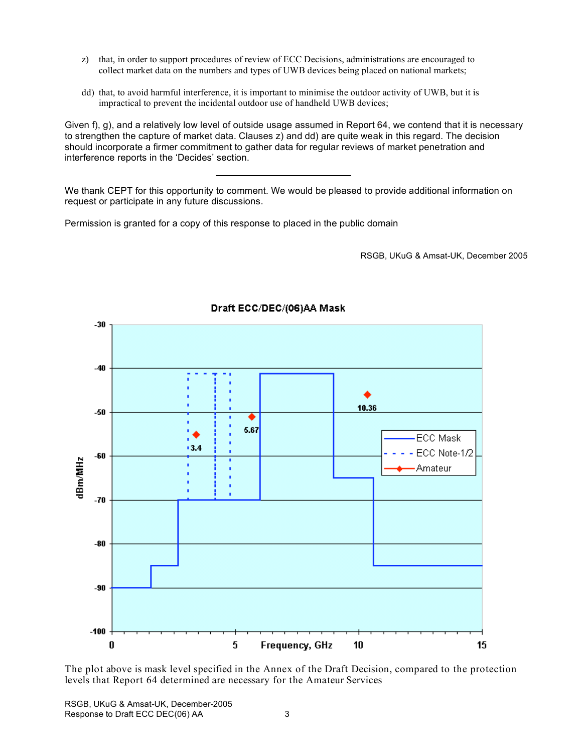z) that, in order to support procedures of review of ECC Decisions, administrations are encouraged to collect market data on the numbers and types of UWB devices being placed on national markets;

dd) that, to avoid harmful interference, it is important to minimise the outdoor activity of UWB, but it is impractical to prevent the incidental outdoor use of handheld UWB devices;

Given f), g), and a relatively low level of outside usage assumed in Report 64, we contend that it is necessary to strengthen the capture of market data. Clauses z) and dd) are quite weak in this regard. The decision should incorporate a firmer commitment to gather data for regular reviews of market penetration and interference reports in the 'Decides' section.

---

We thank CEPT for this opportunity to comment. We would be pleased to provide additional information on request or participate in any future discussions.

Permission is granted for a copy of this response to placed in the public domain

RSGB, UKuG & Amsat-UK, December 2005

**Draft ECC/DEC/(06)AA Mask**

The plot above is mask level specified in the Annex of the Draft Decision, compared to the protection levels that Report 64 determined are necessary for the Amateur Services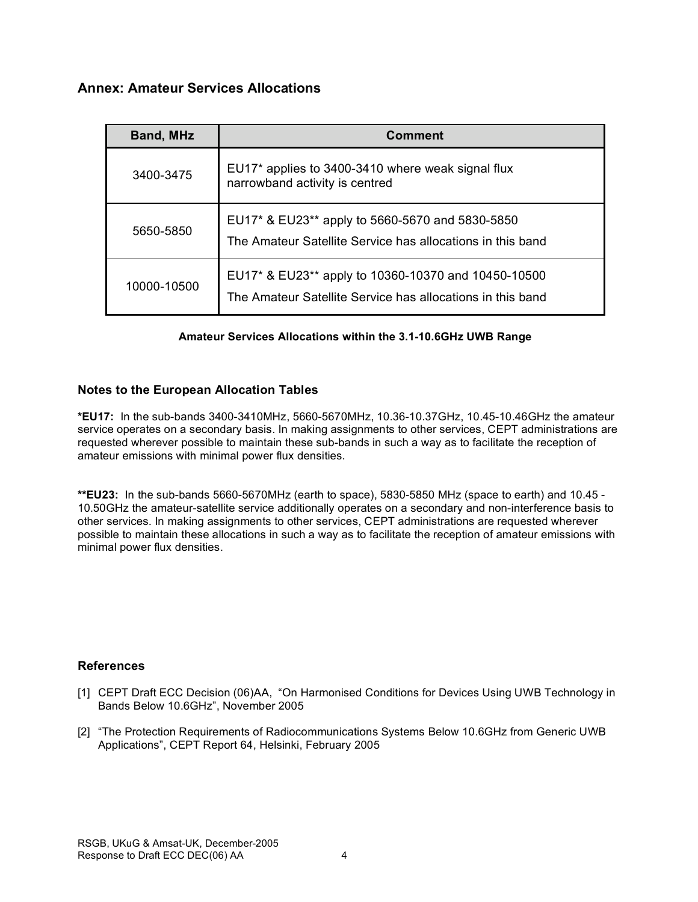## Annex: Amateur Services Allocations

| Band, MHz | Comment |
|---|---|
| 3400-3475 | EU17* applies to 3400-3410 where weak signal flux narrowband activity is centred |
| 5650-5850 | EU17* & EU23** apply to 5660-5670 and 5830-5850<br>The Amateur Satellite Service has allocations in this band |
| 10000-10500 | EU17* & EU23** apply to 10360-10370 and 10450-10500<br>The Amateur Satellite Service has allocations in this band |

**Amateur Services Allocations within the 3.1-10.6GHz UWB Range**

### Notes to the European Allocation Tables

**\*EU17:** In the sub-bands 3400-3410MHz, 5660-5670MHz, 10.36-10.37GHz, 10.45-10.46GHz the amateur service operates on a secondary basis. In making assignments to other services, CEPT administrations are requested wherever possible to maintain these sub-bands in such a way as to facilitate the reception of amateur emissions with minimal power flux densities.

**\*\*EU23:** In the sub-bands 5660-5670MHz (earth to space), 5830-5850 MHz (space to earth) and 10.45 - 10.50GHz the amateur-satellite service additionally operates on a secondary and non-interference basis to other services. In making assignments to other services, CEPT administrations are requested wherever possible to maintain these allocations in such a way as to facilitate the reception of amateur emissions with minimal power flux densities.

### References

[1] CEPT Draft ECC Decision (06)AA, "On Harmonised Conditions for Devices Using UWB Technology in Bands Below 10.6GHz", November 2005

[2] "The Protection Requirements of Radiocommunications Systems Below 10.6GHz from Generic UWB Applications", CEPT Report 64, Helsinki, February 2005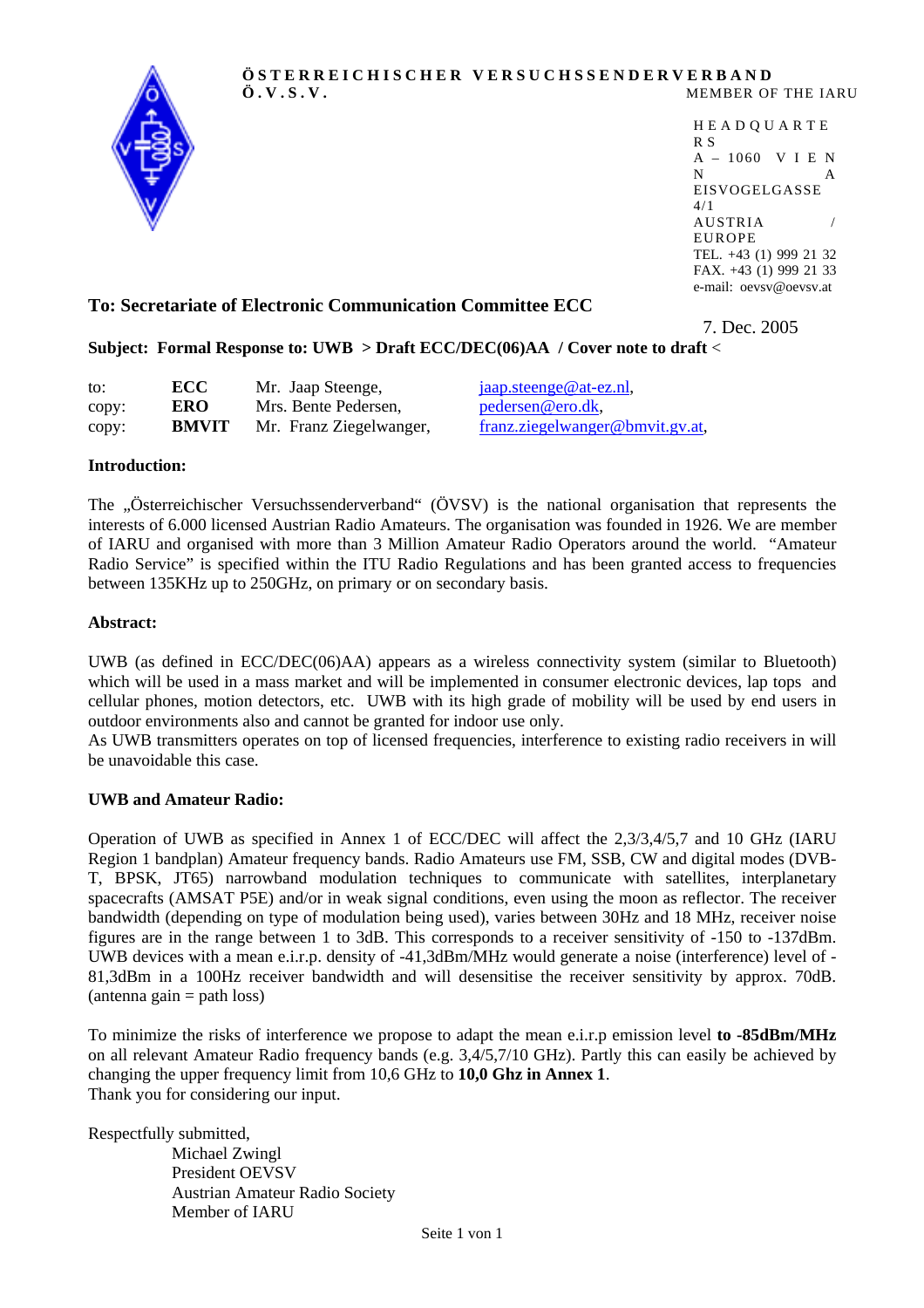**ÖSTERREICHISCHER VERSUCHSSENDERVERBAND**
**Ö.V.S.V.**

MEMBER OF THE IARU

HEADQUARTERS
A – 1060 VIENNA
EISVOGELGASSE 4/1
AUSTRIA / EUROPE
TEL. +43 (1) 999 21 32
FAX. +43 (1) 999 21 33
e-mail: oevsv@oevsv.at

**To: Secretariate of Electronic Communication Committee ECC**

7. Dec. 2005

**Subject: Formal Response to: UWB > Draft ECC/DEC(06)AA / Cover note to draft <**

| | | | |
|---|---|---|---|
| to: | **ECC** | Mr. Jaap Steenge, | jaap.steenge@at-ez.nl, |
| copy: | **ERO** | Mrs. Bente Pedersen, | pedersen@ero.dk, |
| copy: | **BMVIT** | Mr. Franz Ziegelwanger, | franz.ziegelwanger@bmvit.gv.at, |

**Introduction:**

The „Österreichischer Versuchssenderverband" (ÖVSV) is the national organisation that represents the interests of 6.000 licensed Austrian Radio Amateurs. The organisation was founded in 1926. We are member of IARU and organised with more than 3 Million Amateur Radio Operators around the world. "Amateur Radio Service" is specified within the ITU Radio Regulations and has been granted access to frequencies between 135KHz up to 250GHz, on primary or on secondary basis.

**Abstract:**

UWB (as defined in ECC/DEC(06)AA) appears as a wireless connectivity system (similar to Bluetooth) which will be used in a mass market and will be implemented in consumer electronic devices, lap tops and cellular phones, motion detectors, etc. UWB with its high grade of mobility will be used by end users in outdoor environments also and cannot be granted for indoor use only.
As UWB transmitters operates on top of licensed frequencies, interference to existing radio receivers in will be unavoidable this case.

**UWB and Amateur Radio:**

Operation of UWB as specified in Annex 1 of ECC/DEC will affect the 2,3/3,4/5,7 and 10 GHz (IARU Region 1 bandplan) Amateur frequency bands. Radio Amateurs use FM, SSB, CW and digital modes (DVB-T, BPSK, JT65) narrowband modulation techniques to communicate with satellites, interplanetary spacecrafts (AMSAT P5E) and/or in weak signal conditions, even using the moon as reflector. The receiver bandwidth (depending on type of modulation being used), varies between 30Hz and 18 MHz, receiver noise figures are in the range between 1 to 3dB. This corresponds to a receiver sensitivity of -150 to -137dBm. UWB devices with a mean e.i.r.p. density of -41,3dBm/MHz would generate a noise (interference) level of -81,3dBm in a 100Hz receiver bandwidth and will desensitise the receiver sensitivity by approx. 70dB. (antenna gain = path loss)

To minimize the risks of interference we propose to adapt the mean e.i.r.p emission level **to -85dBm/MHz** on all relevant Amateur Radio frequency bands (e.g. 3,4/5,7/10 GHz). Partly this can easily be achieved by changing the upper frequency limit from 10,6 GHz to **10,0 Ghz in Annex 1**.
Thank you for considering our input.

Respectfully submitted,
Michael Zwingl
President OEVSV
Austrian Amateur Radio Society
Member of IARU